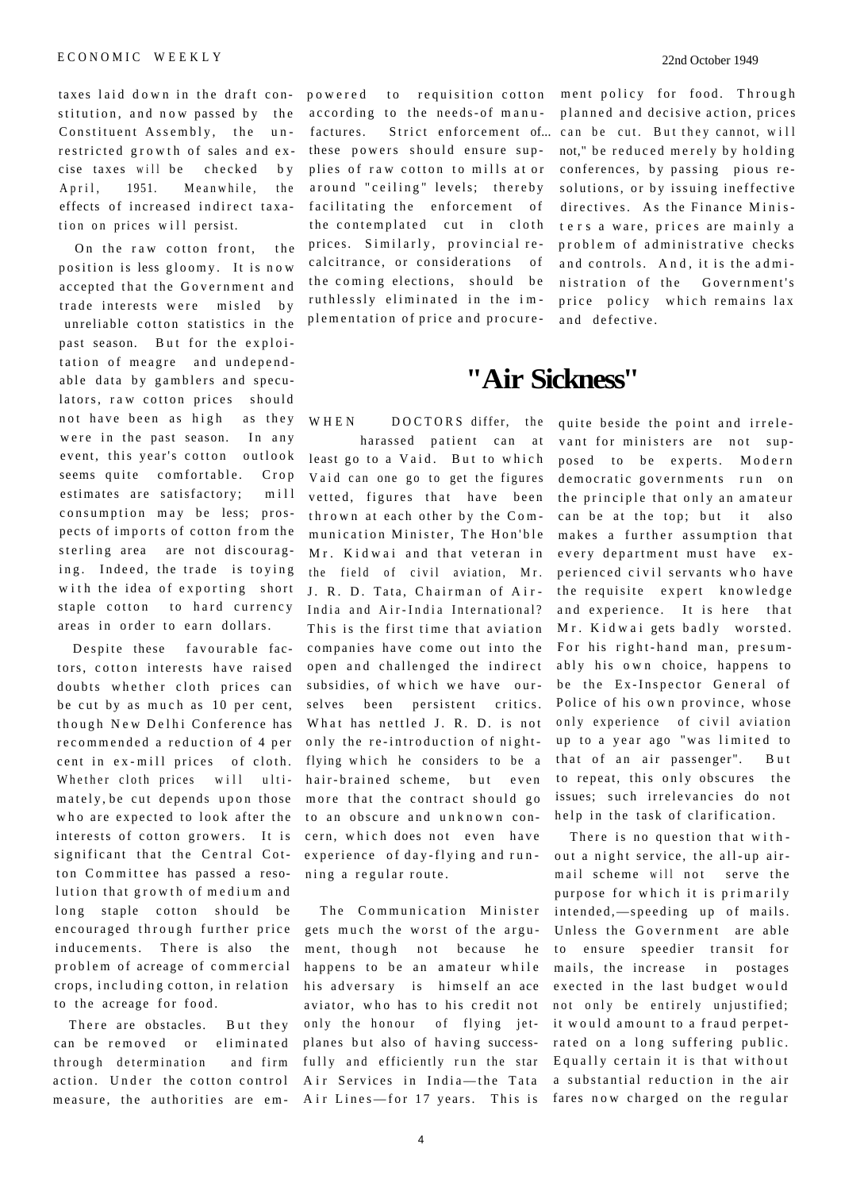taxes laid down in the draft constitution, and now passed by the Constituent Assembly, the unrestricted growth of sales and excise taxes will be checked by April, 1951. Meanwhile, the effects of increased indirect taxation on prices will persist.

On the raw cotton front, the position is less gloomy. It is now accepted that the Government and trade interests were misled by unreliable cotton statistics in the past season. But for the exploitation of meagre and undependable data by gamblers and speculators, raw cotton prices should not have been as high as they were in the past season. In any event, this year's cotton outlook seems quite comfortable. Crop estimates are satisfactory; mill consumption may be less; prospects of imports of cotton from the sterling area are not discouraging. Indeed, the trade is toying with the idea of exporting short staple cotton to hard currency areas in order to earn dollars.

Despite these favourable factors, cotton interests have raised doubts whether cloth prices can be cut by as much as 10 per cent, though New Delhi Conference has recommended a reduction of 4 per cent in ex-mill prices of cloth. Whether cloth prices will ultimately, be cut depends upon those who are expected to look after the interests of cotton growers. It is significant that the Central Cotton Committee has passed a resolution that growth of medium and long staple cotton should be encouraged through further price inducements. There is also the problem of acreage of commercial crops, including cotton, in relation to the acreage for food.

There are obstacles. But they can be removed or eliminated through determination and firm action. Under the cotton control measure, the authorities are empowered to requisition cotton according to the needs-of manufactures. Strict enforcement of... these powers should ensure supplies of raw cotton to mills at or around "ceiling" levels; thereby facilitating the enforcement of the contemplated cut in cloth prices. Similarly, provincial recalcitrance, or considerations of the coming elections, should be ruthlessly eliminated in the implementation of price and procurement policy for food. Through planned and decisive action, prices can be cut. But they cannot, will not," be reduced merely by holding conferences, by passing pious resolutions, or by issuing ineffective directives. As the Finance Minis ters a ware, prices are mainly a problem of administrative checks and controls. And, it is the administration of the Government's price policy which remains lax and defective.

# "Air Sickness"

WHEN DOCTORS differ, the harassed patient can at least go to a Vaid. But to which Vaid can one go to get the figures vetted, figures that have been thrown at each other by the Communication Minister, The Hon'ble Mr. Kidwai and that veteran in the field of civil aviation, Mr. J. R. D. Tata, Chairman of Air-India and Air-India International? This is the first time that aviation companies have come out into the open and challenged the indirect subsidies, of which we have ourselves been persistent critics. What has nettled J. R. D. is not only the re-introduction of night-flying which he considers to be a hair-brained scheme, but even more that the contract should go to an obscure and unknown concern, which does not even have experience of day-flying and running a regular route.

The Communication Minister gets much the worst of the argument, though not because he happens to be an amateur while his adversary is himself an ace aviator, who has to his credit not only the honour of flying jet-planes but also of having successfully and efficiently run the star Air Services in India—the Tata Air Lines—for 17 years. This is quite beside the point and irrelevant for ministers are not supposed to be experts. Modern democratic governments run on the principle that only an amateur can be at the top; but it also makes a further assumption that every department must have experienced civil servants who have the requisite expert knowledge and experience. It is here that Mr. Kidwai gets badly worsted. For his right-hand man, presumably his own choice, happens to be the Ex-Inspector General of Police of his own province, whose only experience of civil aviation up to a year ago "was limited to that of an air passenger". But to repeat, this only obscures the issues; such irrelevancies do not help in the task of clarification.

There is no question that without a night service, the all-up air-mail scheme will not serve the purpose for which it is primarily intended,—speeding up of mails. Unless the Government are able to ensure speedier transit for mails, the increase in postages exected in the last budget would not only be entirely unjustified; it would amount to a fraud perpetrated on a long suffering public. Equally certain it is that without a substantial reduction in the air fares now charged on the regular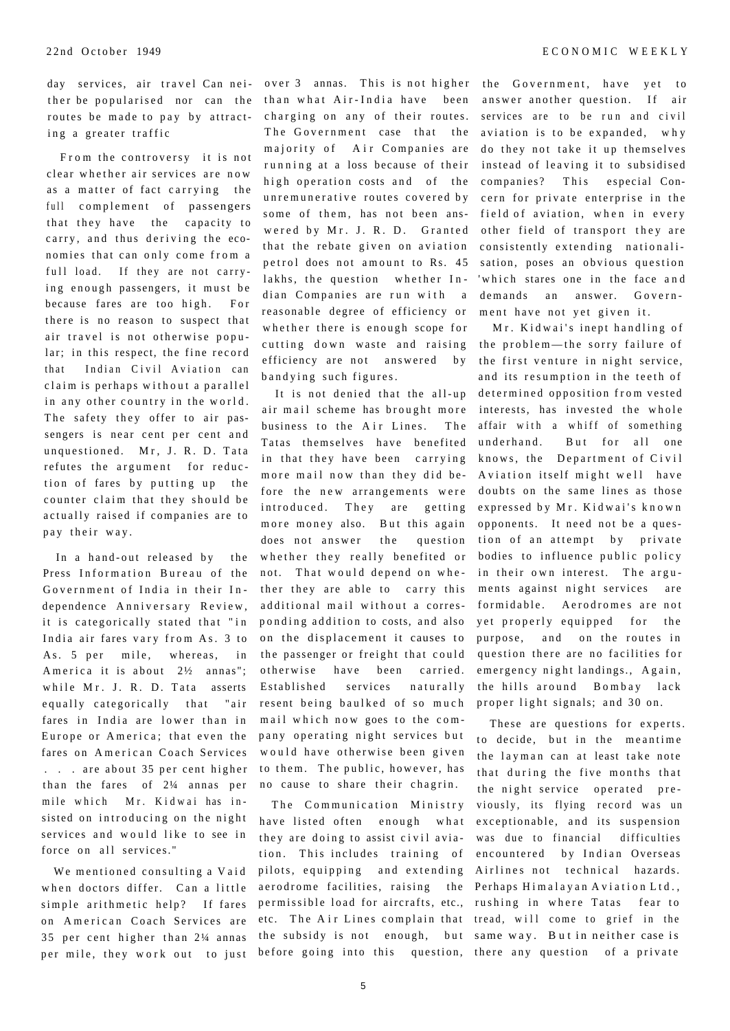day services, air travel Can neither be popularised nor can the routes be made to pay by attracting a greater traffic

From the controversy it is not clear whether air services are now as a matter of fact carrying the full complement of passengers that they have the capacity to carry, and thus deriving the economies that can only come from a full load. If they are not carrying enough passengers, it must be because fares are too high. For there is no reason to suspect that air travel is not otherwise popular; in this respect, the fine record that Indian Civil Aviation can claim is perhaps without a parallel in any other country in the world. The safety they offer to air passengers is near cent per cent and unquestioned. Mr, J. R. D. Tata refutes the argument for reduction of fares by putting up the counter claim that they should be actually raised if companies are to pay their way.

In a hand-out released by the Press Information Bureau of the Government of India in their Independence Anniversary Review, it is categorically stated that "in India air fares vary from As. 3 to As. 5 per mile, whereas, in America it is about 2½ annas"; while Mr. J. R. D. Tata asserts equally categorically that "air fares in India are lower than in Europe or America; that even the fares on American Coach Services . . . are about 35 per cent higher than the fares of 2¼ annas per mile which Mr. Kidwai has insisted on introducing on the night services and would like to see in force on all services."

We mentioned consulting a Vaid when doctors differ. Can a little simple arithmetic help? If fares on American Coach Services are 35 per cent higher than 2¼ annas per mile, they work out to just over 3 annas. This is not higher than what Air-India have been charging on any of their routes. The Government case that the majority of Air Companies are running at a loss because of their high operation costs and of the unremunerative routes covered by some of them, has not been answered by Mr. J. R. D. Granted that the rebate given on aviation petrol does not amount to Rs. 45 lakhs, the question whether Indian Companies are run with a reasonable degree of efficiency or whether there is enough scope for cutting down waste and raising efficiency are not answered by bandying such figures.

It is not denied that the all-up air mail scheme has brought more business to the Air Lines. The Tatas themselves have benefited in that they have been carrying more mail now than they did before the new arrangements were introduced. They are getting more money also. But this again does not answer the question whether they really benefited or not. That would depend on whether they are able to carry this additional mail without a corresponding addition to costs, and also on the displacement it causes to the passenger or freight that could otherwise have been carried. Established services naturally resent being baulked of so much mail which now goes to the company operating night services but would have otherwise been given to them. The public, however, has no cause to share their chagrin.

The Communication Ministry have listed often enough what they are doing to assist civil aviation. This includes training of pilots, equipping and extending aerodrome facilities, raising the permissible load for aircrafts, etc., etc. The Air Lines complain that the subsidy is not enough, but before going into this question, the Government, have yet to answer another question. If air services are to be run and civil aviation is to be expanded, why do they not take it up themselves instead of leaving it to subsidised companies? This especial Concern for private enterprise in the field of aviation, when in every other field of transport they are consistently extending nationalisation, poses an obvious question 'which stares one in the face and demands an answer. Government have not yet given it.

Mr. Kidwai's inept handling of the problem—the sorry failure of the first venture in night service, and its resumption in the teeth of determined opposition from vested interests, has invested the whole affair with a whiff of something underhand. But for all one knows, the Department of Civil Aviation itself might well have doubts on the same lines as those expressed by Mr. Kidwai's known opponents. It need not be a question of an attempt by private bodies to influence public policy in their own interest. The arguments against night services are formidable. Aerodromes are not yet properly equipped for the purpose, and on the routes in question there are no facilities for emergency night landings., Again, the hills around Bombay lack proper light signals; and 30 on.

These are questions for experts. to decide, but in the meantime the layman can at least take note that during the five months that the night service operated previously, its flying record was un exceptionable, and its suspension was due to financial difficulties encountered by Indian Overseas Airlines not technical hazards. Perhaps Himalayan Aviation Ltd., rushing in where Tatas fear to tread, will come to grief in the same way. But in neither case is there any question of a private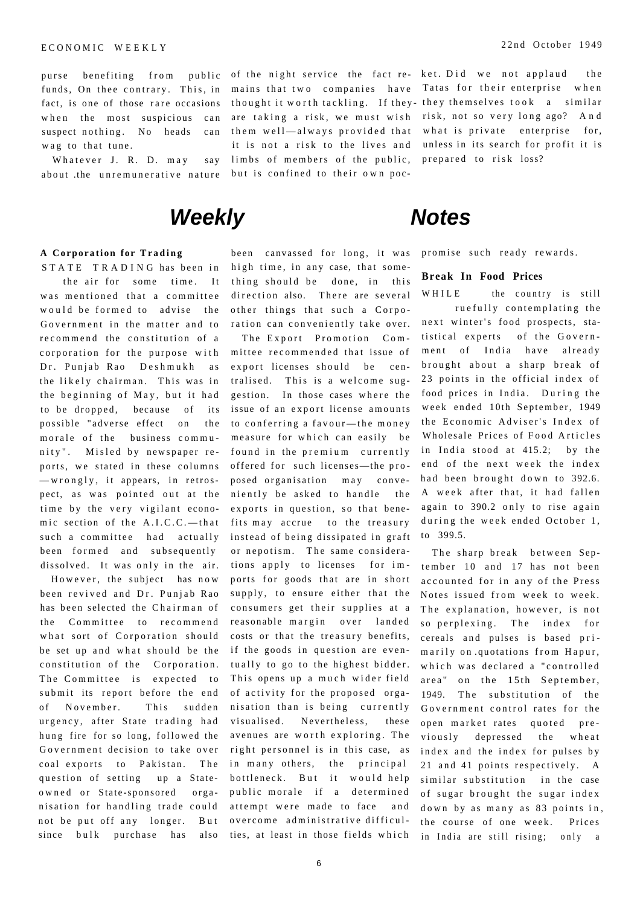purse benefiting from public funds, On thee contrary. This, in fact, is one of those rare occasions when the most suspicious can suspect nothing. No heads can wag to that tune.

Whatever J. R. D. may say about .the unremunerative nature of the night service the fact remains that two companies have thought it worth tackling. If they are taking a risk, we must wish them well—always provided that it is not a risk to the lives and limbs of members of the public, but is confined to their own pocket. Did we not applaud the Tatas for their enterprise when they themselves took a similar risk, not so very long ago? And what is private enterprise for, unless in its search for profit it is prepared to risk loss?

# Weekly Notes

### A Corporation for Trading

STATE TRADING has been in the air for some time. It was mentioned that a committee would be formed to advise the Government in the matter and to recommend the constitution of a corporation for the purpose with Dr. Punjab Rao Deshmukh as the likely chairman. This was in the beginning of May, but it had to be dropped, because of its possible "adverse effect on the morale of the business community". Misled by newspaper reports, we stated in these columns —wrongly, it appears, in retrospect, as was pointed out at the time by the very vigilant economic section of the A.I.C.C.—that such a committee had actually been formed and subsequently dissolved. It was only in the air.

However, the subject has now been revived and Dr. Punjab Rao has been selected the Chairman of the Committee to recommend what sort of Corporation should be set up and what should be the constitution of the Corporation. The Committee is expected to submit its report before the end of November. This sudden urgency, after State trading had hung fire for so long, followed the Government decision to take over coal exports to Pakistan. The question of setting up a State-owned or State-sponsored organisation for handling trade could not be put off any longer. But since bulk purchase has also been canvassed for long, it was high time, in any case, that something should be done, in this direction also. There are several other things that such a Corporation can conveniently take over.

The Export Promotion Committee recommended that issue of export licenses should be centralised. This is a welcome suggestion. In those cases where the issue of an export license amounts to conferring a favour—the money measure for which can easily be found in the premium currently offered for such licenses—the proposed organisation may conveniently be asked to handle the exports in question, so that benefits may accrue to the treasury instead of being dissipated in graft or nepotism. The same considerations apply to licenses for imports for goods that are in short supply, to ensure either that the consumers get their supplies at a reasonable margin over landed costs or that the treasury benefits, if the goods in question are eventually to go to the highest bidder. This opens up a much wider field of activity for the proposed organisation than is being currently visualised. Nevertheless, these avenues are worth exploring. The right personnel is in this case, as in many others, the principal bottleneck. But it would help public morale if a determined attempt were made to face and overcome administrative difficulties, at least in those fields which promise such ready rewards.

### Break In Food Prices

WHILE the country is still ruefully contemplating the next winter's food prospects, statistical experts of the Government of India have already brought about a sharp break of 23 points in the official index of food prices in India. During the week ended 10th September, 1949 the Economic Adviser's Index of Wholesale Prices of Food Articles in India stood at 415.2; by the end of the next week the index had been brought down to 392.6. A week after that, it had fallen again to 390.2 only to rise again during the week ended October 1, to 399.5.

The sharp break between September 10 and 17 has not been accounted for in any of the Press Notes issued from week to week. The explanation, however, is not so perplexing. The index for cereals and pulses is based primarily on .quotations from Hapur, which was declared a "controlled area" on the 15th September, 1949. The substitution of the Government control rates for the open market rates quoted previously depressed the wheat index and the index for pulses by 21 and 41 points respectively. A similar substitution in the case of sugar brought the sugar index down by as many as 83 points in, the course of one week. Prices in India are still rising; only a